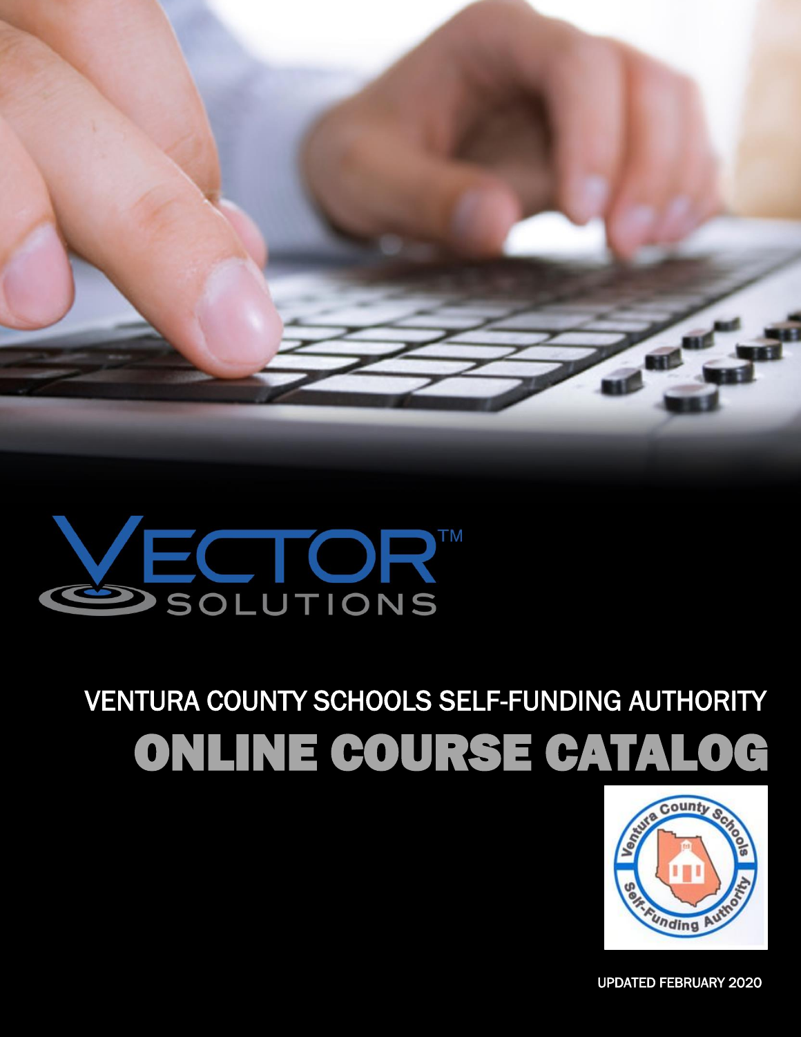VECTOR™ SOLUTIONS

VENTURA COUNTY SCHOOLS SELF-FUNDING AUTHORITY

# ONLINE COURSE CATALOG

Ventura County Schools Self-Funding Authority

UPDATED FEBRUARY 2020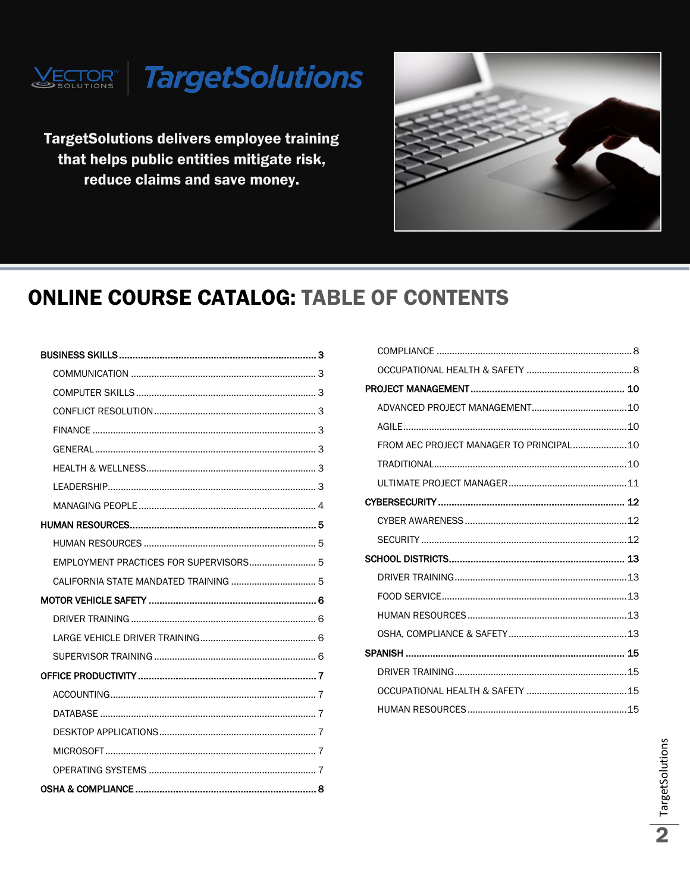VECTOR SOLUTIONS | TargetSolutions

**TargetSolutions delivers employee training that helps public entities mitigate risk, reduce claims and save money.**

# ONLINE COURSE CATALOG: TABLE OF CONTENTS

- **BUSINESS SKILLS** .......... 3
  - COMMUNICATION .......... 3
  - COMPUTER SKILLS .......... 3
  - CONFLICT RESOLUTION .......... 3
  - FINANCE .......... 3
  - GENERAL .......... 3
  - HEALTH & WELLNESS .......... 3
  - LEADERSHIP .......... 3
  - MANAGING PEOPLE .......... 4
- **HUMAN RESOURCES** .......... 5
  - HUMAN RESOURCES .......... 5
  - EMPLOYMENT PRACTICES FOR SUPERVISORS .......... 5
  - CALIFORNIA STATE MANDATED TRAINING .......... 5
- **MOTOR VEHICLE SAFETY** .......... 6
  - DRIVER TRAINING .......... 6
  - LARGE VEHICLE DRIVER TRAINING .......... 6
  - SUPERVISOR TRAINING .......... 6
- **OFFICE PRODUCTIVITY** .......... 7
  - ACCOUNTING .......... 7
  - DATABASE .......... 7
  - DESKTOP APPLICATIONS .......... 7
  - MICROSOFT .......... 7
  - OPERATING SYSTEMS .......... 7
- **OSHA & COMPLIANCE** .......... 8
  - COMPLIANCE .......... 8
  - OCCUPATIONAL HEALTH & SAFETY .......... 8
- **PROJECT MANAGEMENT** .......... 10
  - ADVANCED PROJECT MANAGEMENT .......... 10
  - AGILE .......... 10
  - FROM AEC PROJECT MANAGER TO PRINCIPAL .......... 10
  - TRADITIONAL .......... 10
  - ULTIMATE PROJECT MANAGER .......... 11
- **CYBERSECURITY** .......... 12
  - CYBER AWARENESS .......... 12
  - SECURITY .......... 12
- **SCHOOL DISTRICTS** .......... 13
  - DRIVER TRAINING .......... 13
  - FOOD SERVICE .......... 13
  - HUMAN RESOURCES .......... 13
  - OSHA, COMPLIANCE & SAFETY .......... 13
- **SPANISH** .......... 15
  - DRIVER TRAINING .......... 15
  - OCCUPATIONAL HEALTH & SAFETY .......... 15
  - HUMAN RESOURCES .......... 15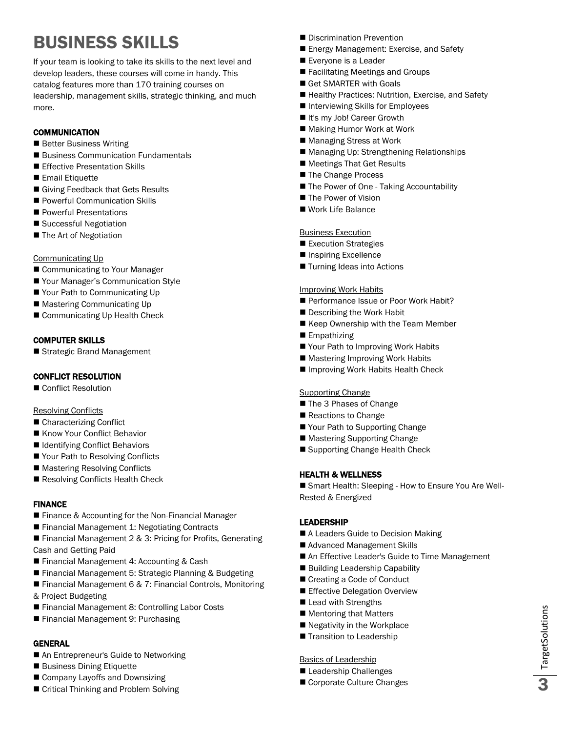# BUSINESS SKILLS

If your team is looking to take its skills to the next level and develop leaders, these courses will come in handy. This catalog features more than 170 training courses on leadership, management skills, strategic thinking, and much more.

### COMMUNICATION

- Better Business Writing
- Business Communication Fundamentals
- Effective Presentation Skills
- Email Etiquette
- Giving Feedback that Gets Results
- Powerful Communication Skills
- Powerful Presentations
- Successful Negotiation
- The Art of Negotiation

#### Communicating Up

- Communicating to Your Manager
- Your Manager's Communication Style
- Your Path to Communicating Up
- Mastering Communicating Up
- Communicating Up Health Check

### COMPUTER SKILLS

- Strategic Brand Management

### CONFLICT RESOLUTION

- Conflict Resolution

#### Resolving Conflicts

- Characterizing Conflict
- Know Your Conflict Behavior
- Identifying Conflict Behaviors
- Your Path to Resolving Conflicts
- Mastering Resolving Conflicts
- Resolving Conflicts Health Check

### FINANCE

- Finance & Accounting for the Non-Financial Manager
- Financial Management 1: Negotiating Contracts
- Financial Management 2 & 3: Pricing for Profits, Generating Cash and Getting Paid
- Financial Management 4: Accounting & Cash
- Financial Management 5: Strategic Planning & Budgeting
- Financial Management 6 & 7: Financial Controls, Monitoring & Project Budgeting
- Financial Management 8: Controlling Labor Costs
- Financial Management 9: Purchasing

### GENERAL

- An Entrepreneur's Guide to Networking
- Business Dining Etiquette
- Company Layoffs and Downsizing
- Critical Thinking and Problem Solving
- Discrimination Prevention
- Energy Management: Exercise, and Safety
- Everyone is a Leader
- Facilitating Meetings and Groups
- Get SMARTER with Goals
- Healthy Practices: Nutrition, Exercise, and Safety
- Interviewing Skills for Employees
- It's my Job! Career Growth
- Making Humor Work at Work
- Managing Stress at Work
- Managing Up: Strengthening Relationships
- Meetings That Get Results
- The Change Process
- The Power of One - Taking Accountability
- The Power of Vision
- Work Life Balance

#### Business Execution

- Execution Strategies
- Inspiring Excellence
- Turning Ideas into Actions

#### Improving Work Habits

- Performance Issue or Poor Work Habit?
- Describing the Work Habit
- Keep Ownership with the Team Member
- Empathizing
- Your Path to Improving Work Habits
- Mastering Improving Work Habits
- Improving Work Habits Health Check

#### Supporting Change

- The 3 Phases of Change
- Reactions to Change
- Your Path to Supporting Change
- Mastering Supporting Change
- Supporting Change Health Check

### HEALTH & WELLNESS

- Smart Health: Sleeping - How to Ensure You Are Well-Rested & Energized

### LEADERSHIP

- A Leaders Guide to Decision Making
- Advanced Management Skills
- An Effective Leader's Guide to Time Management
- Building Leadership Capability
- Creating a Code of Conduct
- Effective Delegation Overview
- Lead with Strengths
- Mentoring that Matters
- Negativity in the Workplace
- Transition to Leadership

#### Basics of Leadership

- Leadership Challenges
- Corporate Culture Changes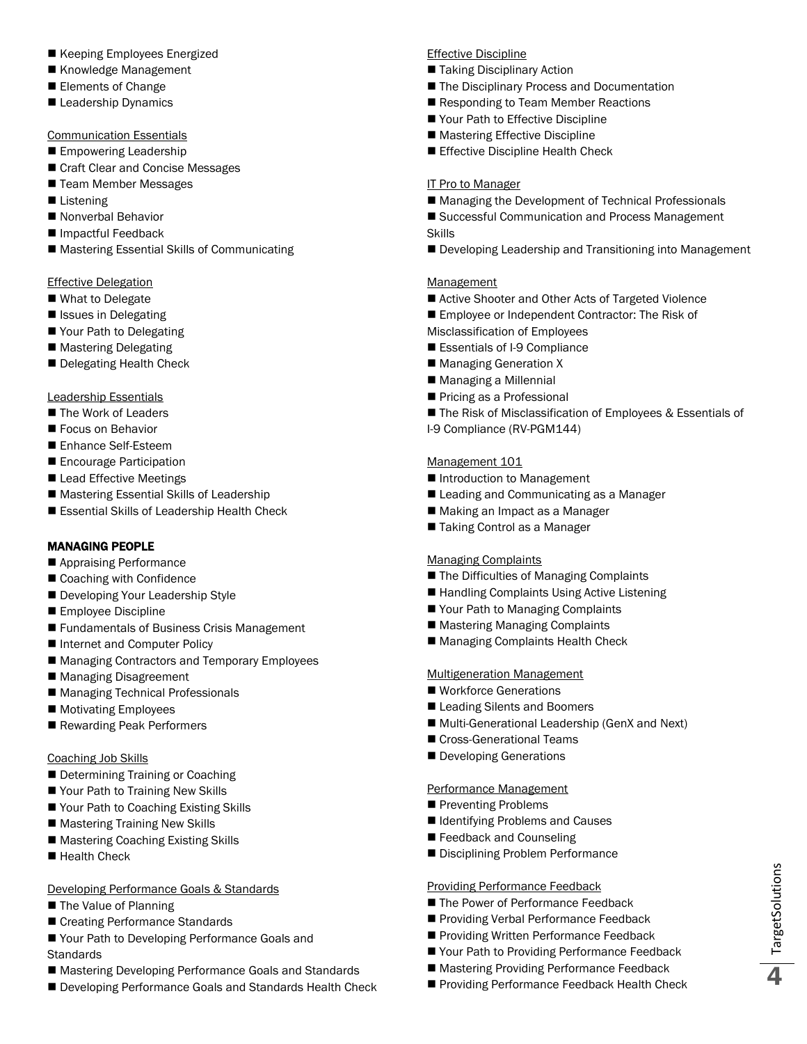- Keeping Employees Energized
- Knowledge Management
- Elements of Change
- Leadership Dynamics

Communication Essentials
- Empowering Leadership
- Craft Clear and Concise Messages
- Team Member Messages
- Listening
- Nonverbal Behavior
- Impactful Feedback
- Mastering Essential Skills of Communicating

Effective Delegation
- What to Delegate
- Issues in Delegating
- Your Path to Delegating
- Mastering Delegating
- Delegating Health Check

Leadership Essentials
- The Work of Leaders
- Focus on Behavior
- Enhance Self-Esteem
- Encourage Participation
- Lead Effective Meetings
- Mastering Essential Skills of Leadership
- Essential Skills of Leadership Health Check

**MANAGING PEOPLE**
- Appraising Performance
- Coaching with Confidence
- Developing Your Leadership Style
- Employee Discipline
- Fundamentals of Business Crisis Management
- Internet and Computer Policy
- Managing Contractors and Temporary Employees
- Managing Disagreement
- Managing Technical Professionals
- Motivating Employees
- Rewarding Peak Performers

Coaching Job Skills
- Determining Training or Coaching
- Your Path to Training New Skills
- Your Path to Coaching Existing Skills
- Mastering Training New Skills
- Mastering Coaching Existing Skills
- Health Check

Developing Performance Goals & Standards
- The Value of Planning
- Creating Performance Standards
- Your Path to Developing Performance Goals and Standards
- Mastering Developing Performance Goals and Standards
- Developing Performance Goals and Standards Health Check

Effective Discipline
- Taking Disciplinary Action
- The Disciplinary Process and Documentation
- Responding to Team Member Reactions
- Your Path to Effective Discipline
- Mastering Effective Discipline
- Effective Discipline Health Check

IT Pro to Manager
- Managing the Development of Technical Professionals
- Successful Communication and Process Management Skills
- Developing Leadership and Transitioning into Management

Management
- Active Shooter and Other Acts of Targeted Violence
- Employee or Independent Contractor: The Risk of Misclassification of Employees
- Essentials of I-9 Compliance
- Managing Generation X
- Managing a Millennial
- Pricing as a Professional
- The Risk of Misclassification of Employees & Essentials of I-9 Compliance (RV-PGM144)

Management 101
- Introduction to Management
- Leading and Communicating as a Manager
- Making an Impact as a Manager
- Taking Control as a Manager

Managing Complaints
- The Difficulties of Managing Complaints
- Handling Complaints Using Active Listening
- Your Path to Managing Complaints
- Mastering Managing Complaints
- Managing Complaints Health Check

Multigeneration Management
- Workforce Generations
- Leading Silents and Boomers
- Multi-Generational Leadership (GenX and Next)
- Cross-Generational Teams
- Developing Generations

Performance Management
- Preventing Problems
- Identifying Problems and Causes
- Feedback and Counseling
- Disciplining Problem Performance

Providing Performance Feedback
- The Power of Performance Feedback
- Providing Verbal Performance Feedback
- Providing Written Performance Feedback
- Your Path to Providing Performance Feedback
- Mastering Providing Performance Feedback
- Providing Performance Feedback Health Check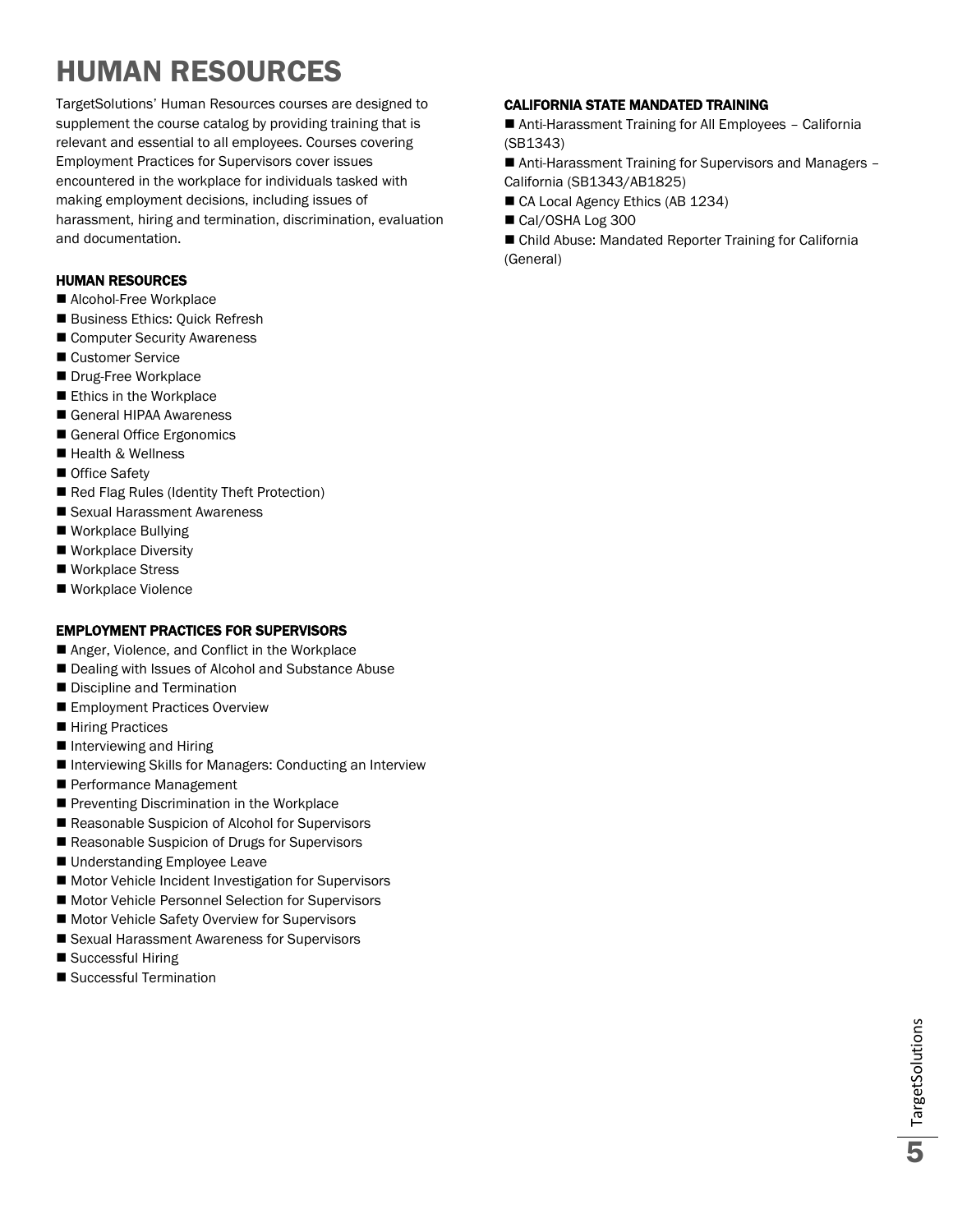# HUMAN RESOURCES

TargetSolutions' Human Resources courses are designed to supplement the course catalog by providing training that is relevant and essential to all employees. Courses covering Employment Practices for Supervisors cover issues encountered in the workplace for individuals tasked with making employment decisions, including issues of harassment, hiring and termination, discrimination, evaluation and documentation.

### HUMAN RESOURCES

- Alcohol-Free Workplace
- Business Ethics: Quick Refresh
- Computer Security Awareness
- Customer Service
- Drug-Free Workplace
- Ethics in the Workplace
- General HIPAA Awareness
- General Office Ergonomics
- Health & Wellness
- Office Safety
- Red Flag Rules (Identity Theft Protection)
- Sexual Harassment Awareness
- Workplace Bullying
- Workplace Diversity
- Workplace Stress
- Workplace Violence

### EMPLOYMENT PRACTICES FOR SUPERVISORS

- Anger, Violence, and Conflict in the Workplace
- Dealing with Issues of Alcohol and Substance Abuse
- Discipline and Termination
- Employment Practices Overview
- Hiring Practices
- Interviewing and Hiring
- Interviewing Skills for Managers: Conducting an Interview
- Performance Management
- Preventing Discrimination in the Workplace
- Reasonable Suspicion of Alcohol for Supervisors
- Reasonable Suspicion of Drugs for Supervisors
- Understanding Employee Leave
- Motor Vehicle Incident Investigation for Supervisors
- Motor Vehicle Personnel Selection for Supervisors
- Motor Vehicle Safety Overview for Supervisors
- Sexual Harassment Awareness for Supervisors
- Successful Hiring
- Successful Termination

### CALIFORNIA STATE MANDATED TRAINING

- Anti-Harassment Training for All Employees – California (SB1343)
- Anti-Harassment Training for Supervisors and Managers – California (SB1343/AB1825)
- CA Local Agency Ethics (AB 1234)
- Cal/OSHA Log 300
- Child Abuse: Mandated Reporter Training for California (General)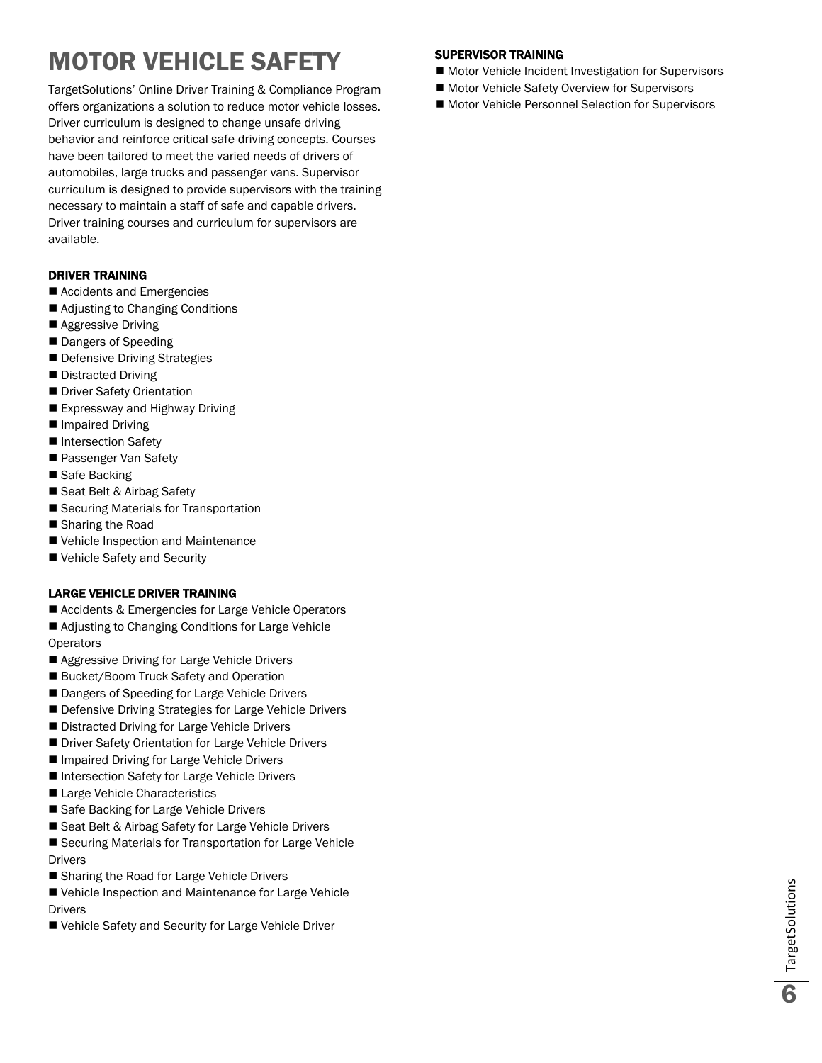# MOTOR VEHICLE SAFETY

TargetSolutions' Online Driver Training & Compliance Program offers organizations a solution to reduce motor vehicle losses. Driver curriculum is designed to change unsafe driving behavior and reinforce critical safe-driving concepts. Courses have been tailored to meet the varied needs of drivers of automobiles, large trucks and passenger vans. Supervisor curriculum is designed to provide supervisors with the training necessary to maintain a staff of safe and capable drivers. Driver training courses and curriculum for supervisors are available.

### DRIVER TRAINING

- Accidents and Emergencies
- Adjusting to Changing Conditions
- Aggressive Driving
- Dangers of Speeding
- Defensive Driving Strategies
- Distracted Driving
- Driver Safety Orientation
- Expressway and Highway Driving
- Impaired Driving
- Intersection Safety
- Passenger Van Safety
- Safe Backing
- Seat Belt & Airbag Safety
- Securing Materials for Transportation
- Sharing the Road
- Vehicle Inspection and Maintenance
- Vehicle Safety and Security

### LARGE VEHICLE DRIVER TRAINING

- Accidents & Emergencies for Large Vehicle Operators
- Adjusting to Changing Conditions for Large Vehicle Operators
- Aggressive Driving for Large Vehicle Drivers
- Bucket/Boom Truck Safety and Operation
- Dangers of Speeding for Large Vehicle Drivers
- Defensive Driving Strategies for Large Vehicle Drivers
- Distracted Driving for Large Vehicle Drivers
- Driver Safety Orientation for Large Vehicle Drivers
- Impaired Driving for Large Vehicle Drivers
- Intersection Safety for Large Vehicle Drivers
- Large Vehicle Characteristics
- Safe Backing for Large Vehicle Drivers
- Seat Belt & Airbag Safety for Large Vehicle Drivers
- Securing Materials for Transportation for Large Vehicle Drivers
- Sharing the Road for Large Vehicle Drivers
- Vehicle Inspection and Maintenance for Large Vehicle Drivers
- Vehicle Safety and Security for Large Vehicle Driver

### SUPERVISOR TRAINING

- Motor Vehicle Incident Investigation for Supervisors
- Motor Vehicle Safety Overview for Supervisors
- Motor Vehicle Personnel Selection for Supervisors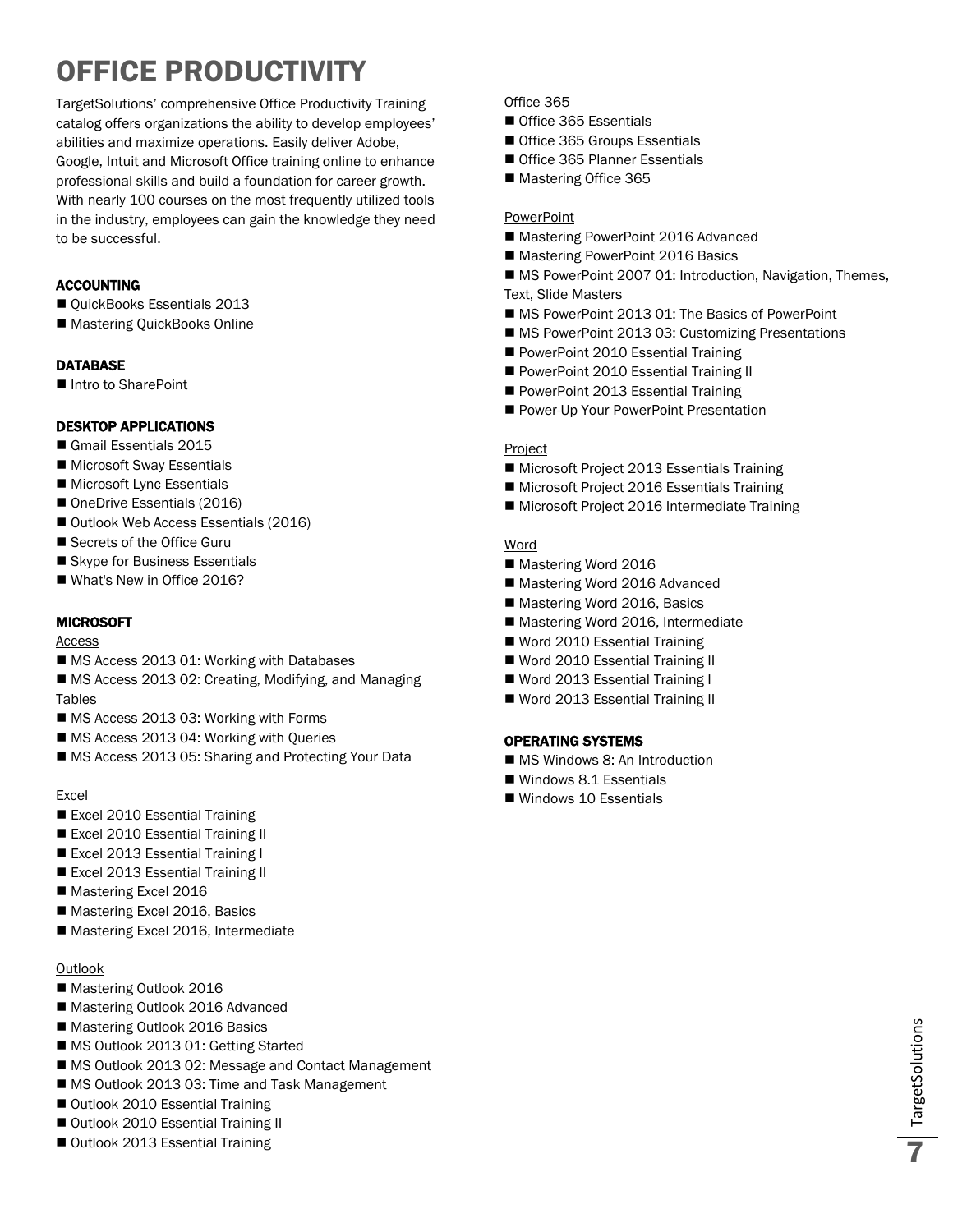# OFFICE PRODUCTIVITY

TargetSolutions' comprehensive Office Productivity Training catalog offers organizations the ability to develop employees' abilities and maximize operations. Easily deliver Adobe, Google, Intuit and Microsoft Office training online to enhance professional skills and build a foundation for career growth. With nearly 100 courses on the most frequently utilized tools in the industry, employees can gain the knowledge they need to be successful.

### ACCOUNTING

- QuickBooks Essentials 2013
- Mastering QuickBooks Online

### DATABASE

- Intro to SharePoint

### DESKTOP APPLICATIONS

- Gmail Essentials 2015
- Microsoft Sway Essentials
- Microsoft Lync Essentials
- OneDrive Essentials (2016)
- Outlook Web Access Essentials (2016)
- Secrets of the Office Guru
- Skype for Business Essentials
- What's New in Office 2016?

### MICROSOFT

Access

- MS Access 2013 01: Working with Databases
- MS Access 2013 02: Creating, Modifying, and Managing Tables
- MS Access 2013 03: Working with Forms
- MS Access 2013 04: Working with Queries
- MS Access 2013 05: Sharing and Protecting Your Data

Excel

- Excel 2010 Essential Training
- Excel 2010 Essential Training II
- Excel 2013 Essential Training I
- Excel 2013 Essential Training II
- Mastering Excel 2016
- Mastering Excel 2016, Basics
- Mastering Excel 2016, Intermediate

Outlook

- Mastering Outlook 2016
- Mastering Outlook 2016 Advanced
- Mastering Outlook 2016 Basics
- MS Outlook 2013 01: Getting Started
- MS Outlook 2013 02: Message and Contact Management
- MS Outlook 2013 03: Time and Task Management
- Outlook 2010 Essential Training
- Outlook 2010 Essential Training II
- Outlook 2013 Essential Training

Office 365

- Office 365 Essentials
- Office 365 Groups Essentials
- Office 365 Planner Essentials
- Mastering Office 365

PowerPoint

- Mastering PowerPoint 2016 Advanced
- Mastering PowerPoint 2016 Basics
- MS PowerPoint 2007 01: Introduction, Navigation, Themes, Text, Slide Masters
- MS PowerPoint 2013 01: The Basics of PowerPoint
- MS PowerPoint 2013 03: Customizing Presentations
- PowerPoint 2010 Essential Training
- PowerPoint 2010 Essential Training II
- PowerPoint 2013 Essential Training
- Power-Up Your PowerPoint Presentation

Project

- Microsoft Project 2013 Essentials Training
- Microsoft Project 2016 Essentials Training
- Microsoft Project 2016 Intermediate Training

Word

- Mastering Word 2016
- Mastering Word 2016 Advanced
- Mastering Word 2016, Basics
- Mastering Word 2016, Intermediate
- Word 2010 Essential Training
- Word 2010 Essential Training II
- Word 2013 Essential Training I
- Word 2013 Essential Training II

### OPERATING SYSTEMS

- MS Windows 8: An Introduction
- Windows 8.1 Essentials
- Windows 10 Essentials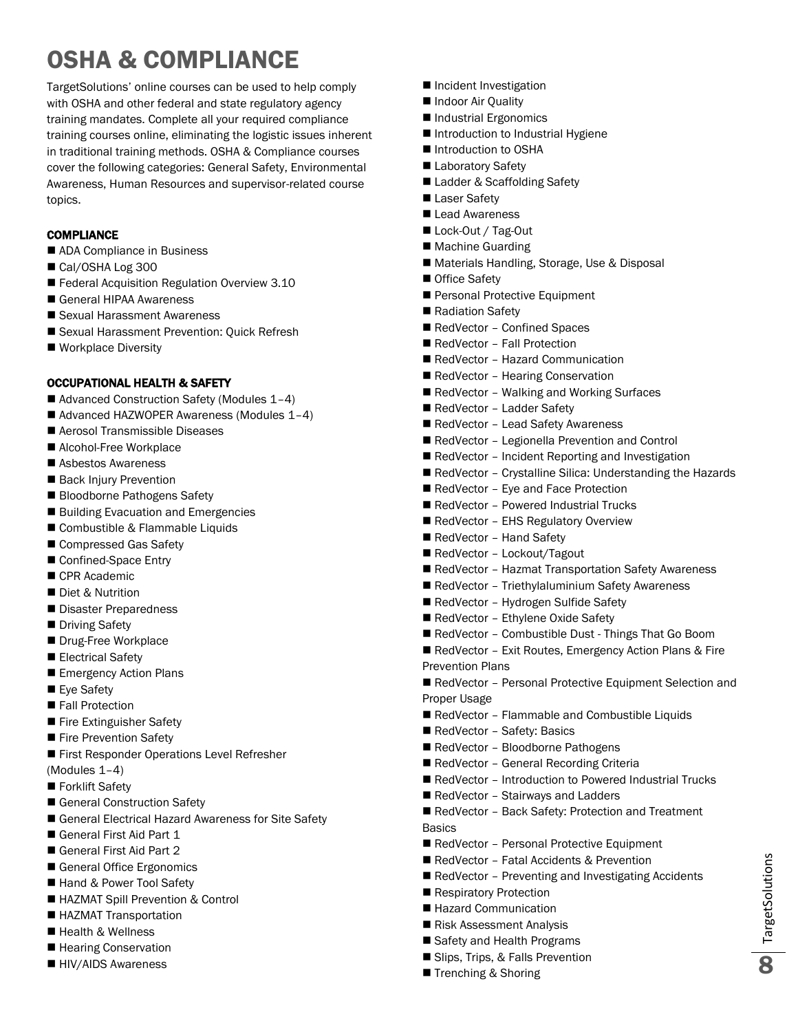# OSHA & COMPLIANCE

TargetSolutions' online courses can be used to help comply with OSHA and other federal and state regulatory agency training mandates. Complete all your required compliance training courses online, eliminating the logistic issues inherent in traditional training methods. OSHA & Compliance courses cover the following categories: General Safety, Environmental Awareness, Human Resources and supervisor-related course topics.

### COMPLIANCE

- ADA Compliance in Business
- Cal/OSHA Log 300
- Federal Acquisition Regulation Overview 3.10
- General HIPAA Awareness
- Sexual Harassment Awareness
- Sexual Harassment Prevention: Quick Refresh
- Workplace Diversity

### OCCUPATIONAL HEALTH & SAFETY

- Advanced Construction Safety (Modules 1–4)
- Advanced HAZWOPER Awareness (Modules 1–4)
- Aerosol Transmissible Diseases
- Alcohol-Free Workplace
- Asbestos Awareness
- Back Injury Prevention
- Bloodborne Pathogens Safety
- Building Evacuation and Emergencies
- Combustible & Flammable Liquids
- Compressed Gas Safety
- Confined-Space Entry
- CPR Academic
- Diet & Nutrition
- Disaster Preparedness
- Driving Safety
- Drug-Free Workplace
- Electrical Safety
- Emergency Action Plans
- Eye Safety
- Fall Protection
- Fire Extinguisher Safety
- Fire Prevention Safety
- First Responder Operations Level Refresher (Modules 1–4)
- Forklift Safety
- General Construction Safety
- General Electrical Hazard Awareness for Site Safety
- General First Aid Part 1
- General First Aid Part 2
- General Office Ergonomics
- Hand & Power Tool Safety
- HAZMAT Spill Prevention & Control
- HAZMAT Transportation
- Health & Wellness
- Hearing Conservation
- HIV/AIDS Awareness
- Incident Investigation
- Indoor Air Quality
- Industrial Ergonomics
- Introduction to Industrial Hygiene
- Introduction to OSHA
- Laboratory Safety
- Ladder & Scaffolding Safety
- Laser Safety
- Lead Awareness
- Lock-Out / Tag-Out
- Machine Guarding
- Materials Handling, Storage, Use & Disposal
- Office Safety
- Personal Protective Equipment
- Radiation Safety
- RedVector – Confined Spaces
- RedVector – Fall Protection
- RedVector – Hazard Communication
- RedVector – Hearing Conservation
- RedVector – Walking and Working Surfaces
- RedVector – Ladder Safety
- RedVector – Lead Safety Awareness
- RedVector – Legionella Prevention and Control
- RedVector – Incident Reporting and Investigation
- RedVector – Crystalline Silica: Understanding the Hazards
- RedVector – Eye and Face Protection
- RedVector – Powered Industrial Trucks
- RedVector – EHS Regulatory Overview
- RedVector – Hand Safety
- RedVector – Lockout/Tagout
- RedVector – Hazmat Transportation Safety Awareness
- RedVector – Triethylaluminium Safety Awareness
- RedVector – Hydrogen Sulfide Safety
- RedVector – Ethylene Oxide Safety
- RedVector – Combustible Dust - Things That Go Boom
- RedVector – Exit Routes, Emergency Action Plans & Fire Prevention Plans
- RedVector – Personal Protective Equipment Selection and Proper Usage
- RedVector – Flammable and Combustible Liquids
- RedVector – Safety: Basics
- RedVector – Bloodborne Pathogens
- RedVector – General Recording Criteria
- RedVector – Introduction to Powered Industrial Trucks
- RedVector – Stairways and Ladders
- RedVector – Back Safety: Protection and Treatment Basics
- RedVector – Personal Protective Equipment
- RedVector – Fatal Accidents & Prevention
- RedVector – Preventing and Investigating Accidents
- Respiratory Protection
- Hazard Communication
- Risk Assessment Analysis
- Safety and Health Programs
- Slips, Trips, & Falls Prevention
- Trenching & Shoring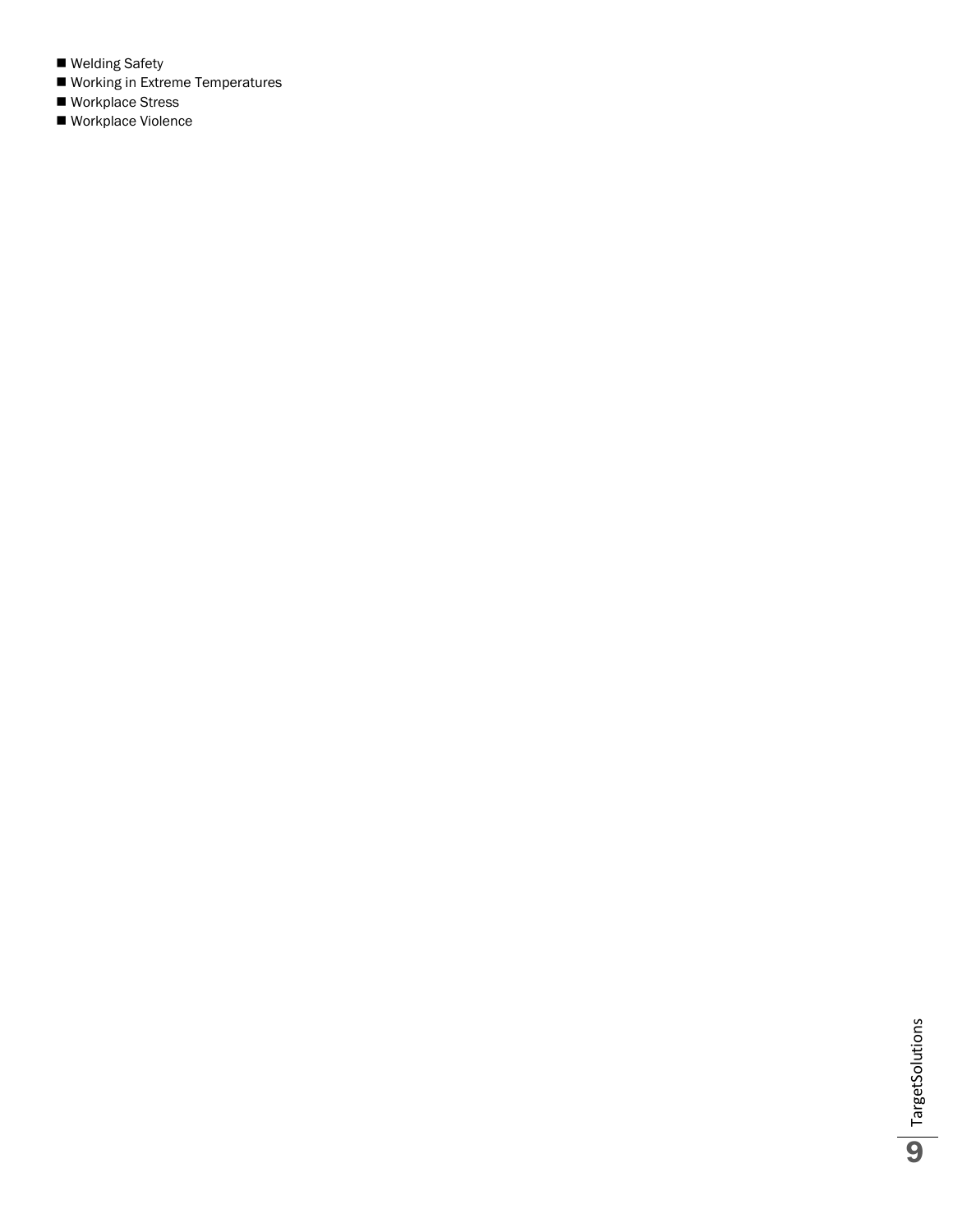- Welding Safety
- Working in Extreme Temperatures
- Workplace Stress
- Workplace Violence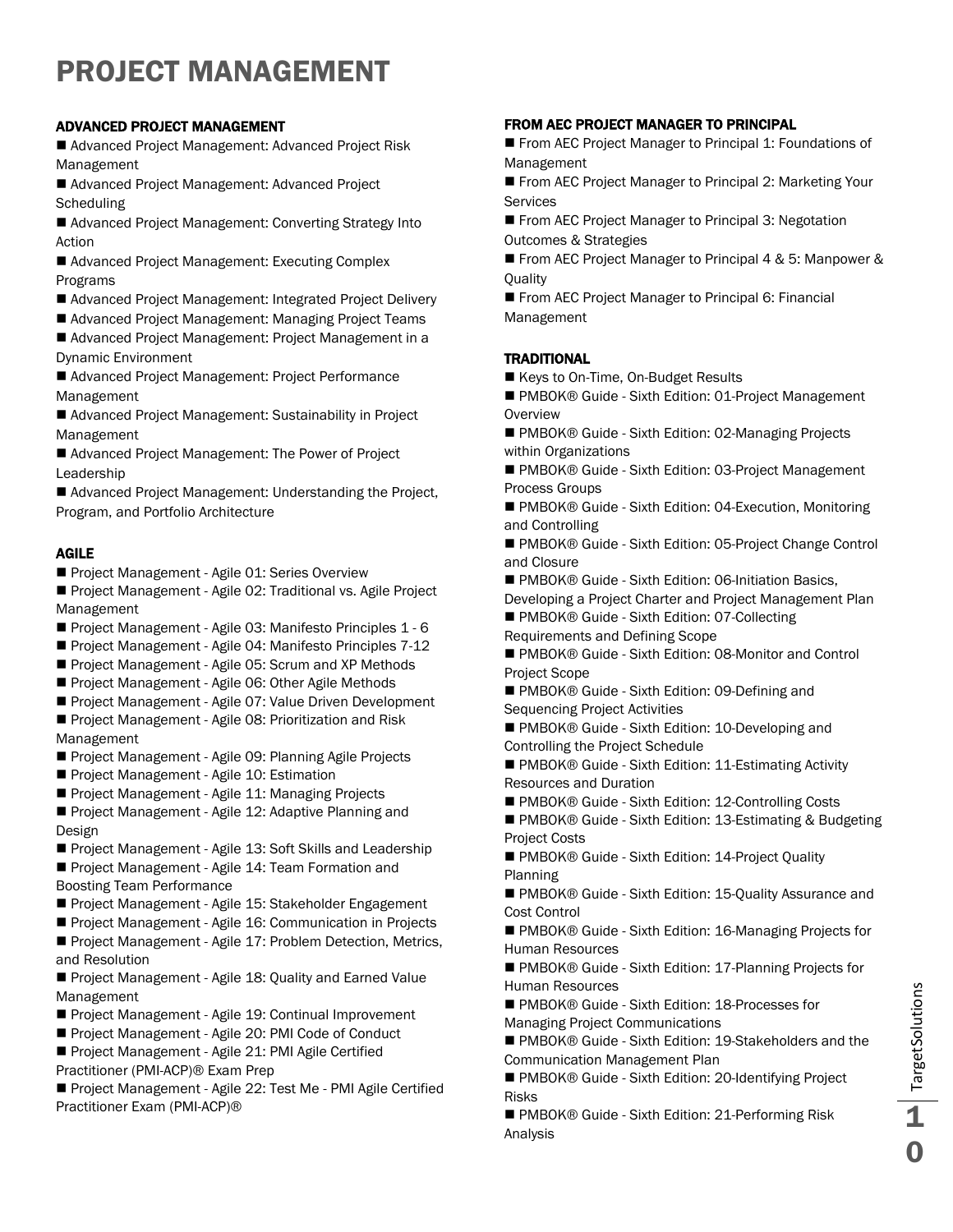# PROJECT MANAGEMENT

### ADVANCED PROJECT MANAGEMENT

- Advanced Project Management: Advanced Project Risk Management
- Advanced Project Management: Advanced Project Scheduling
- Advanced Project Management: Converting Strategy Into Action
- Advanced Project Management: Executing Complex Programs
- Advanced Project Management: Integrated Project Delivery
- Advanced Project Management: Managing Project Teams
- Advanced Project Management: Project Management in a Dynamic Environment
- Advanced Project Management: Project Performance Management
- Advanced Project Management: Sustainability in Project Management
- Advanced Project Management: The Power of Project Leadership
- Advanced Project Management: Understanding the Project, Program, and Portfolio Architecture

### AGILE

- Project Management - Agile 01: Series Overview
- Project Management - Agile 02: Traditional vs. Agile Project Management
- Project Management - Agile 03: Manifesto Principles 1 - 6
- Project Management - Agile 04: Manifesto Principles 7-12
- Project Management - Agile 05: Scrum and XP Methods
- Project Management - Agile 06: Other Agile Methods
- Project Management - Agile 07: Value Driven Development
- Project Management - Agile 08: Prioritization and Risk Management
- Project Management - Agile 09: Planning Agile Projects
- Project Management - Agile 10: Estimation
- Project Management - Agile 11: Managing Projects
- Project Management - Agile 12: Adaptive Planning and Design
- Project Management - Agile 13: Soft Skills and Leadership
- Project Management - Agile 14: Team Formation and Boosting Team Performance
- Project Management - Agile 15: Stakeholder Engagement
- Project Management - Agile 16: Communication in Projects
- Project Management - Agile 17: Problem Detection, Metrics, and Resolution
- Project Management - Agile 18: Quality and Earned Value Management
- Project Management - Agile 19: Continual Improvement
- Project Management - Agile 20: PMI Code of Conduct
- Project Management - Agile 21: PMI Agile Certified Practitioner (PMI-ACP)® Exam Prep
- Project Management - Agile 22: Test Me - PMI Agile Certified Practitioner Exam (PMI-ACP)®

### FROM AEC PROJECT MANAGER TO PRINCIPAL

- From AEC Project Manager to Principal 1: Foundations of Management
- From AEC Project Manager to Principal 2: Marketing Your Services
- From AEC Project Manager to Principal 3: Negotation Outcomes & Strategies
- From AEC Project Manager to Principal 4 & 5: Manpower & Quality
- From AEC Project Manager to Principal 6: Financial Management

### TRADITIONAL

- Keys to On-Time, On-Budget Results
- PMBOK® Guide - Sixth Edition: 01-Project Management Overview
- PMBOK® Guide - Sixth Edition: 02-Managing Projects within Organizations
- PMBOK® Guide - Sixth Edition: 03-Project Management Process Groups
- PMBOK® Guide - Sixth Edition: 04-Execution, Monitoring and Controlling
- PMBOK® Guide - Sixth Edition: 05-Project Change Control and Closure
- PMBOK® Guide - Sixth Edition: 06-Initiation Basics, Developing a Project Charter and Project Management Plan
- PMBOK® Guide - Sixth Edition: 07-Collecting Requirements and Defining Scope
- PMBOK® Guide - Sixth Edition: 08-Monitor and Control Project Scope
- PMBOK® Guide - Sixth Edition: 09-Defining and Sequencing Project Activities
- PMBOK® Guide - Sixth Edition: 10-Developing and Controlling the Project Schedule
- PMBOK® Guide - Sixth Edition: 11-Estimating Activity Resources and Duration
- PMBOK® Guide - Sixth Edition: 12-Controlling Costs
- PMBOK® Guide - Sixth Edition: 13-Estimating & Budgeting Project Costs
- PMBOK® Guide - Sixth Edition: 14-Project Quality Planning
- PMBOK® Guide - Sixth Edition: 15-Quality Assurance and Cost Control
- PMBOK® Guide - Sixth Edition: 16-Managing Projects for Human Resources
- PMBOK® Guide - Sixth Edition: 17-Planning Projects for Human Resources
- PMBOK® Guide - Sixth Edition: 18-Processes for Managing Project Communications
- PMBOK® Guide - Sixth Edition: 19-Stakeholders and the Communication Management Plan
- PMBOK® Guide - Sixth Edition: 20-Identifying Project Risks
- PMBOK® Guide - Sixth Edition: 21-Performing Risk Analysis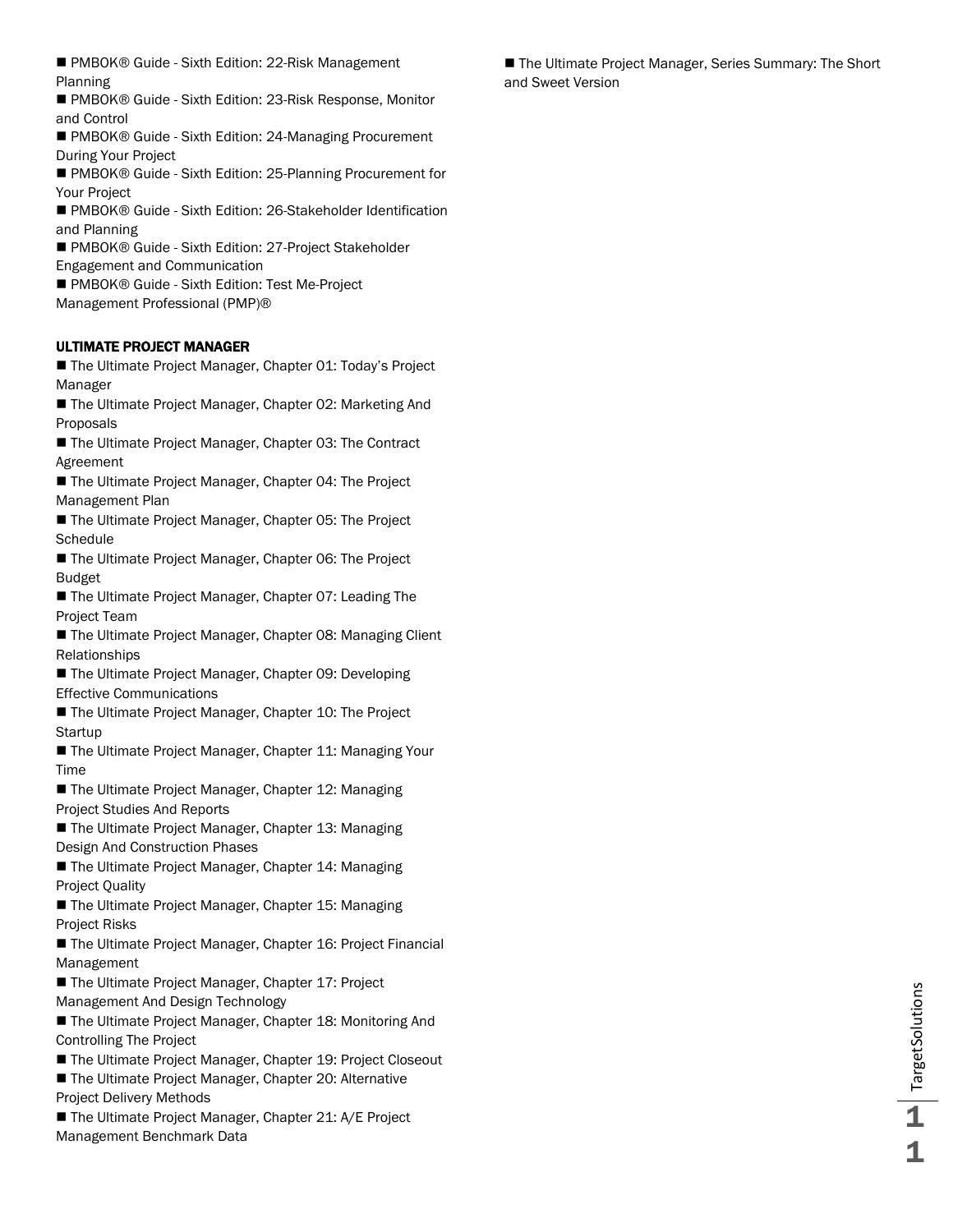- PMBOK® Guide - Sixth Edition: 22-Risk Management Planning
- PMBOK® Guide - Sixth Edition: 23-Risk Response, Monitor and Control
- PMBOK® Guide - Sixth Edition: 24-Managing Procurement During Your Project
- PMBOK® Guide - Sixth Edition: 25-Planning Procurement for Your Project
- PMBOK® Guide - Sixth Edition: 26-Stakeholder Identification and Planning
- PMBOK® Guide - Sixth Edition: 27-Project Stakeholder Engagement and Communication
- PMBOK® Guide - Sixth Edition: Test Me-Project Management Professional (PMP)®

**ULTIMATE PROJECT MANAGER**

- The Ultimate Project Manager, Chapter 01: Today's Project Manager
- The Ultimate Project Manager, Chapter 02: Marketing And Proposals
- The Ultimate Project Manager, Chapter 03: The Contract Agreement
- The Ultimate Project Manager, Chapter 04: The Project Management Plan
- The Ultimate Project Manager, Chapter 05: The Project Schedule
- The Ultimate Project Manager, Chapter 06: The Project Budget
- The Ultimate Project Manager, Chapter 07: Leading The Project Team
- The Ultimate Project Manager, Chapter 08: Managing Client Relationships
- The Ultimate Project Manager, Chapter 09: Developing Effective Communications
- The Ultimate Project Manager, Chapter 10: The Project Startup
- The Ultimate Project Manager, Chapter 11: Managing Your Time
- The Ultimate Project Manager, Chapter 12: Managing Project Studies And Reports
- The Ultimate Project Manager, Chapter 13: Managing Design And Construction Phases
- The Ultimate Project Manager, Chapter 14: Managing Project Quality
- The Ultimate Project Manager, Chapter 15: Managing Project Risks
- The Ultimate Project Manager, Chapter 16: Project Financial Management
- The Ultimate Project Manager, Chapter 17: Project Management And Design Technology
- The Ultimate Project Manager, Chapter 18: Monitoring And Controlling The Project
- The Ultimate Project Manager, Chapter 19: Project Closeout
- The Ultimate Project Manager, Chapter 20: Alternative Project Delivery Methods
- The Ultimate Project Manager, Chapter 21: A/E Project Management Benchmark Data
- The Ultimate Project Manager, Series Summary: The Short and Sweet Version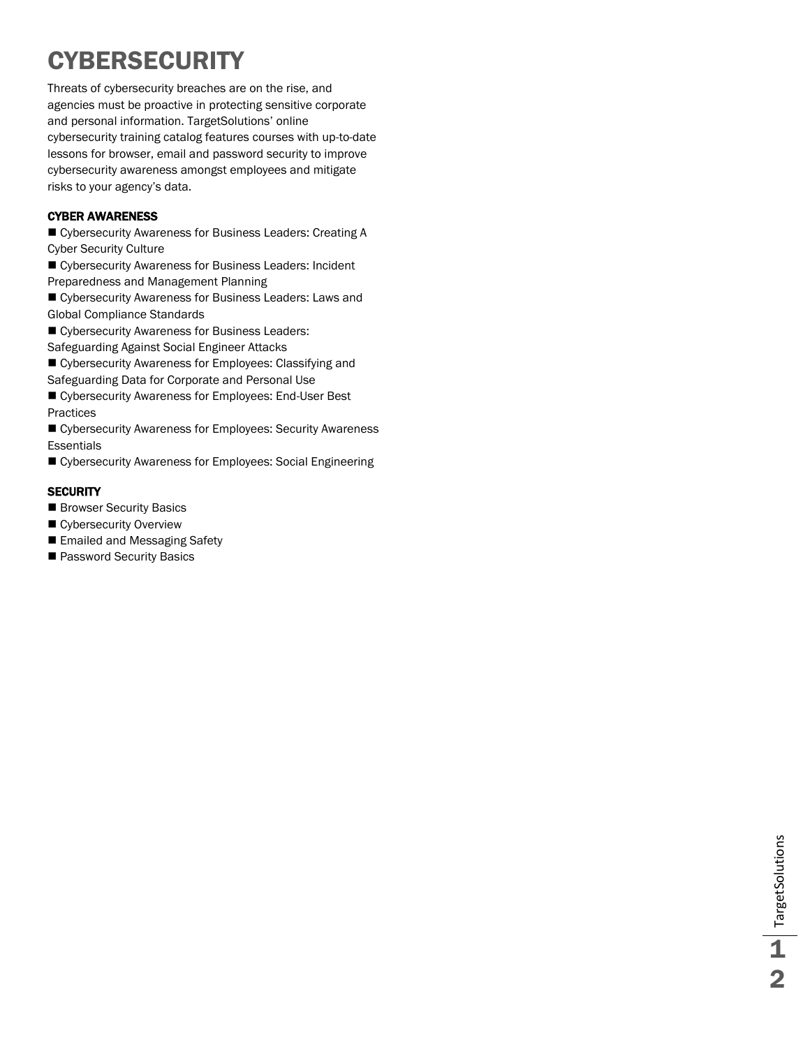# CYBERSECURITY

Threats of cybersecurity breaches are on the rise, and agencies must be proactive in protecting sensitive corporate and personal information. TargetSolutions' online cybersecurity training catalog features courses with up-to-date lessons for browser, email and password security to improve cybersecurity awareness amongst employees and mitigate risks to your agency's data.

### CYBER AWARENESS

- Cybersecurity Awareness for Business Leaders: Creating A Cyber Security Culture
- Cybersecurity Awareness for Business Leaders: Incident Preparedness and Management Planning
- Cybersecurity Awareness for Business Leaders: Laws and Global Compliance Standards
- Cybersecurity Awareness for Business Leaders: Safeguarding Against Social Engineer Attacks
- Cybersecurity Awareness for Employees: Classifying and Safeguarding Data for Corporate and Personal Use
- Cybersecurity Awareness for Employees: End-User Best Practices
- Cybersecurity Awareness for Employees: Security Awareness Essentials
- Cybersecurity Awareness for Employees: Social Engineering

### SECURITY

- Browser Security Basics
- Cybersecurity Overview
- Emailed and Messaging Safety
- Password Security Basics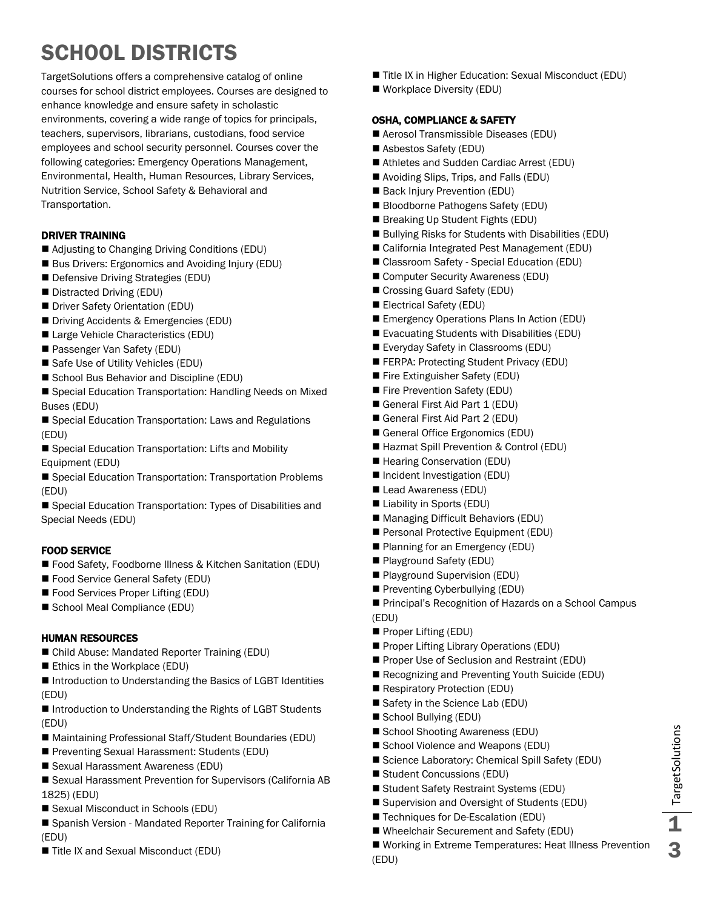# SCHOOL DISTRICTS

TargetSolutions offers a comprehensive catalog of online courses for school district employees. Courses are designed to enhance knowledge and ensure safety in scholastic environments, covering a wide range of topics for principals, teachers, supervisors, librarians, custodians, food service employees and school security personnel. Courses cover the following categories: Emergency Operations Management, Environmental, Health, Human Resources, Library Services, Nutrition Service, School Safety & Behavioral and Transportation.

## DRIVER TRAINING

- Adjusting to Changing Driving Conditions (EDU)
- Bus Drivers: Ergonomics and Avoiding Injury (EDU)
- Defensive Driving Strategies (EDU)
- Distracted Driving (EDU)
- Driver Safety Orientation (EDU)
- Driving Accidents & Emergencies (EDU)
- Large Vehicle Characteristics (EDU)
- Passenger Van Safety (EDU)
- Safe Use of Utility Vehicles (EDU)
- School Bus Behavior and Discipline (EDU)
- Special Education Transportation: Handling Needs on Mixed Buses (EDU)
- Special Education Transportation: Laws and Regulations (EDU)
- Special Education Transportation: Lifts and Mobility Equipment (EDU)
- Special Education Transportation: Transportation Problems (EDU)
- Special Education Transportation: Types of Disabilities and Special Needs (EDU)

## FOOD SERVICE

- Food Safety, Foodborne Illness & Kitchen Sanitation (EDU)
- Food Service General Safety (EDU)
- Food Services Proper Lifting (EDU)
- School Meal Compliance (EDU)

## HUMAN RESOURCES

- Child Abuse: Mandated Reporter Training (EDU)
- Ethics in the Workplace (EDU)
- Introduction to Understanding the Basics of LGBT Identities (EDU)
- Introduction to Understanding the Rights of LGBT Students (EDU)
- Maintaining Professional Staff/Student Boundaries (EDU)
- Preventing Sexual Harassment: Students (EDU)
- Sexual Harassment Awareness (EDU)
- Sexual Harassment Prevention for Supervisors (California AB 1825) (EDU)
- Sexual Misconduct in Schools (EDU)
- Spanish Version - Mandated Reporter Training for California (EDU)
- Title IX and Sexual Misconduct (EDU)
- Title IX in Higher Education: Sexual Misconduct (EDU)
- Workplace Diversity (EDU)

## OSHA, COMPLIANCE & SAFETY

- Aerosol Transmissible Diseases (EDU)
- Asbestos Safety (EDU)
- Athletes and Sudden Cardiac Arrest (EDU)
- Avoiding Slips, Trips, and Falls (EDU)
- Back Injury Prevention (EDU)
- Bloodborne Pathogens Safety (EDU)
- Breaking Up Student Fights (EDU)
- Bullying Risks for Students with Disabilities (EDU)
- California Integrated Pest Management (EDU)
- Classroom Safety - Special Education (EDU)
- Computer Security Awareness (EDU)
- Crossing Guard Safety (EDU)
- Electrical Safety (EDU)
- Emergency Operations Plans In Action (EDU)
- Evacuating Students with Disabilities (EDU)
- Everyday Safety in Classrooms (EDU)
- FERPA: Protecting Student Privacy (EDU)
- Fire Extinguisher Safety (EDU)
- Fire Prevention Safety (EDU)
- General First Aid Part 1 (EDU)
- General First Aid Part 2 (EDU)
- General Office Ergonomics (EDU)
- Hazmat Spill Prevention & Control (EDU)
- Hearing Conservation (EDU)
- Incident Investigation (EDU)
- Lead Awareness (EDU)
- Liability in Sports (EDU)
- Managing Difficult Behaviors (EDU)
- Personal Protective Equipment (EDU)
- Planning for an Emergency (EDU)
- Playground Safety (EDU)
- Playground Supervision (EDU)
- Preventing Cyberbullying (EDU)
- Principal's Recognition of Hazards on a School Campus (EDU)
- Proper Lifting (EDU)
- Proper Lifting Library Operations (EDU)
- Proper Use of Seclusion and Restraint (EDU)
- Recognizing and Preventing Youth Suicide (EDU)
- Respiratory Protection (EDU)
- Safety in the Science Lab (EDU)
- School Bullying (EDU)
- School Shooting Awareness (EDU)
- School Violence and Weapons (EDU)
- Science Laboratory: Chemical Spill Safety (EDU)
- Student Concussions (EDU)
- Student Safety Restraint Systems (EDU)
- Supervision and Oversight of Students (EDU)
- Techniques for De-Escalation (EDU)
- Wheelchair Securement and Safety (EDU)
- Working in Extreme Temperatures: Heat Illness Prevention (EDU)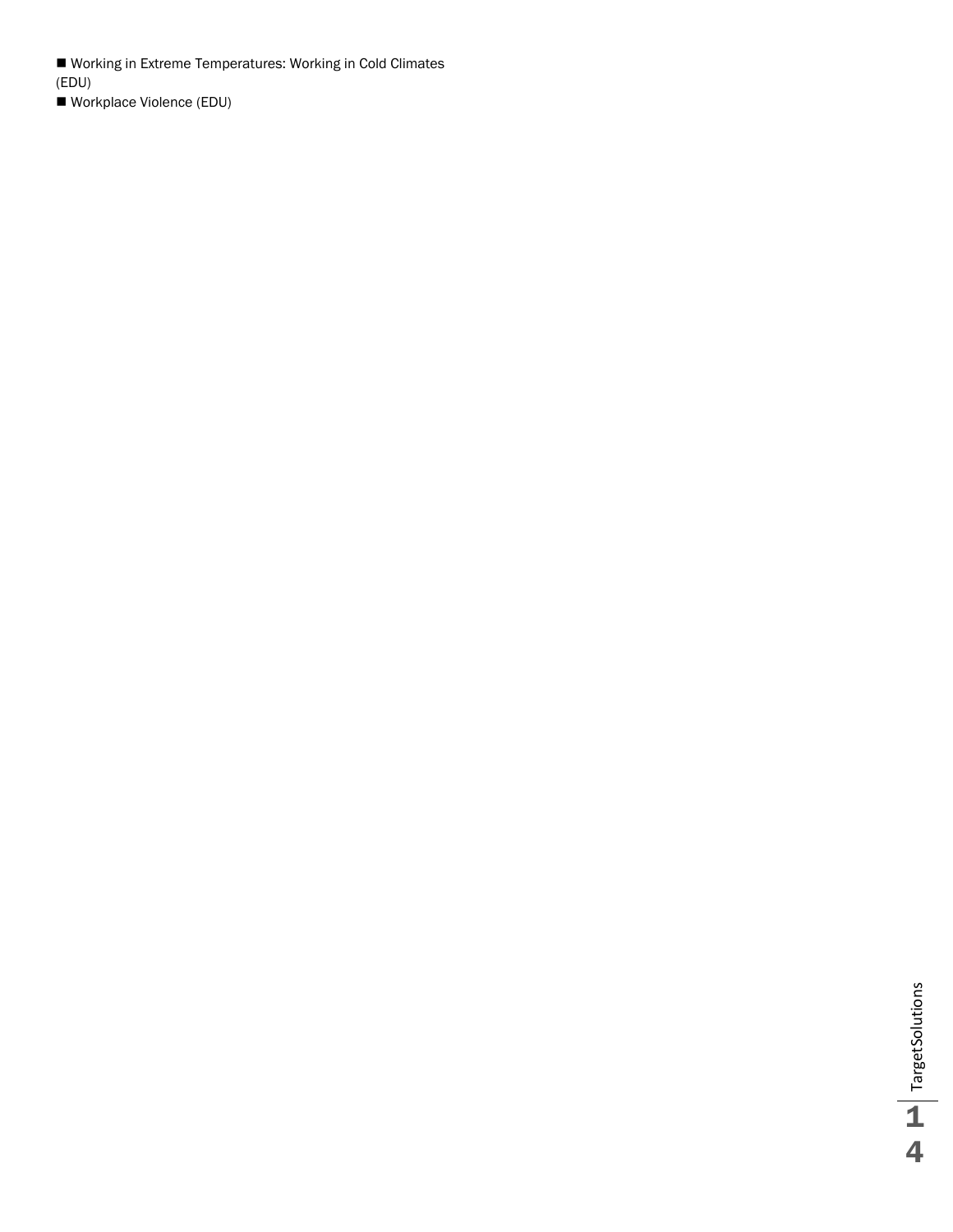- Working in Extreme Temperatures: Working in Cold Climates (EDU)
- Workplace Violence (EDU)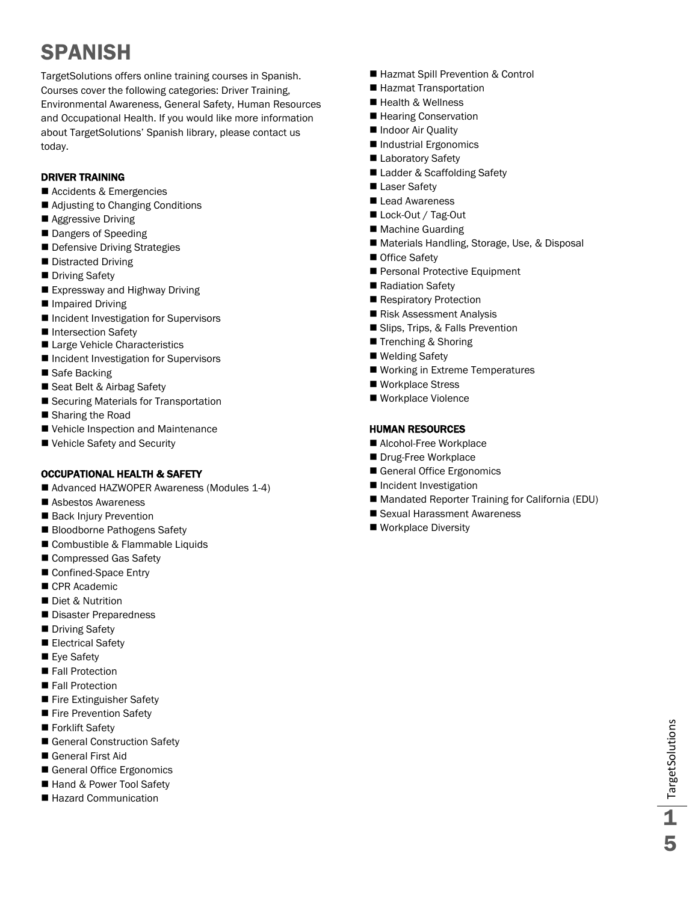# SPANISH

TargetSolutions offers online training courses in Spanish. Courses cover the following categories: Driver Training, Environmental Awareness, General Safety, Human Resources and Occupational Health. If you would like more information about TargetSolutions' Spanish library, please contact us today.

### DRIVER TRAINING

- Accidents & Emergencies
- Adjusting to Changing Conditions
- Aggressive Driving
- Dangers of Speeding
- Defensive Driving Strategies
- Distracted Driving
- Driving Safety
- Expressway and Highway Driving
- Impaired Driving
- Incident Investigation for Supervisors
- Intersection Safety
- Large Vehicle Characteristics
- Incident Investigation for Supervisors
- Safe Backing
- Seat Belt & Airbag Safety
- Securing Materials for Transportation
- Sharing the Road
- Vehicle Inspection and Maintenance
- Vehicle Safety and Security

### OCCUPATIONAL HEALTH & SAFETY

- Advanced HAZWOPER Awareness (Modules 1-4)
- Asbestos Awareness
- Back Injury Prevention
- Bloodborne Pathogens Safety
- Combustible & Flammable Liquids
- Compressed Gas Safety
- Confined-Space Entry
- CPR Academic
- Diet & Nutrition
- Disaster Preparedness
- Driving Safety
- Electrical Safety
- Eye Safety
- Fall Protection
- Fall Protection
- Fire Extinguisher Safety
- Fire Prevention Safety
- Forklift Safety
- General Construction Safety
- General First Aid
- General Office Ergonomics
- Hand & Power Tool Safety
- Hazard Communication
- Hazmat Spill Prevention & Control
- Hazmat Transportation
- Health & Wellness
- Hearing Conservation
- Indoor Air Quality
- Industrial Ergonomics
- Laboratory Safety
- Ladder & Scaffolding Safety
- Laser Safety
- Lead Awareness
- Lock-Out / Tag-Out
- Machine Guarding
- Materials Handling, Storage, Use, & Disposal
- Office Safety
- Personal Protective Equipment
- Radiation Safety
- Respiratory Protection
- Risk Assessment Analysis
- Slips, Trips, & Falls Prevention
- Trenching & Shoring
- Welding Safety
- Working in Extreme Temperatures
- Workplace Stress
- Workplace Violence

### HUMAN RESOURCES

- Alcohol-Free Workplace
- Drug-Free Workplace
- General Office Ergonomics
- Incident Investigation
- Mandated Reporter Training for California (EDU)
- Sexual Harassment Awareness
- Workplace Diversity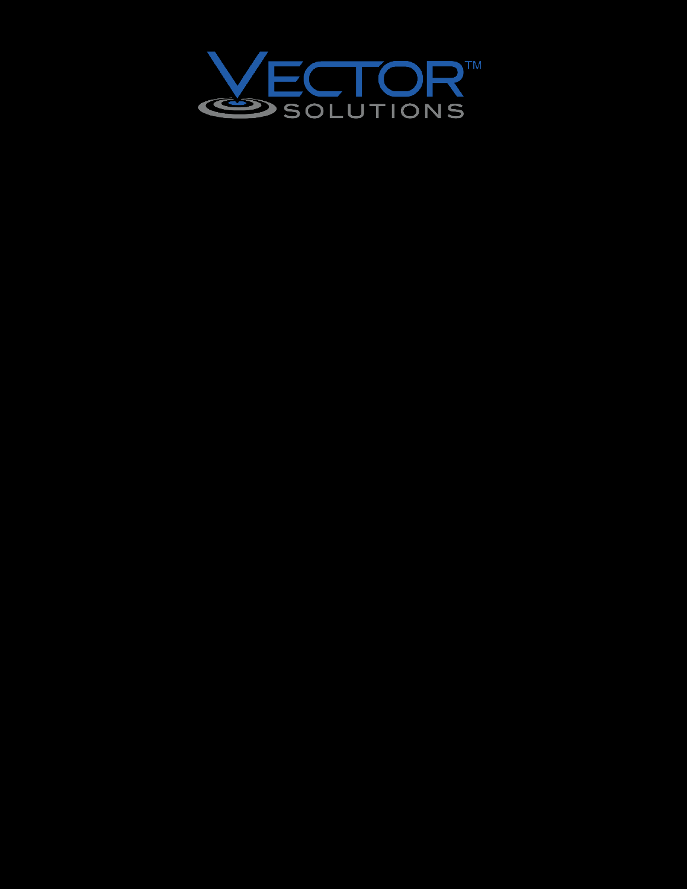VECTOR™

SOLUTIONS